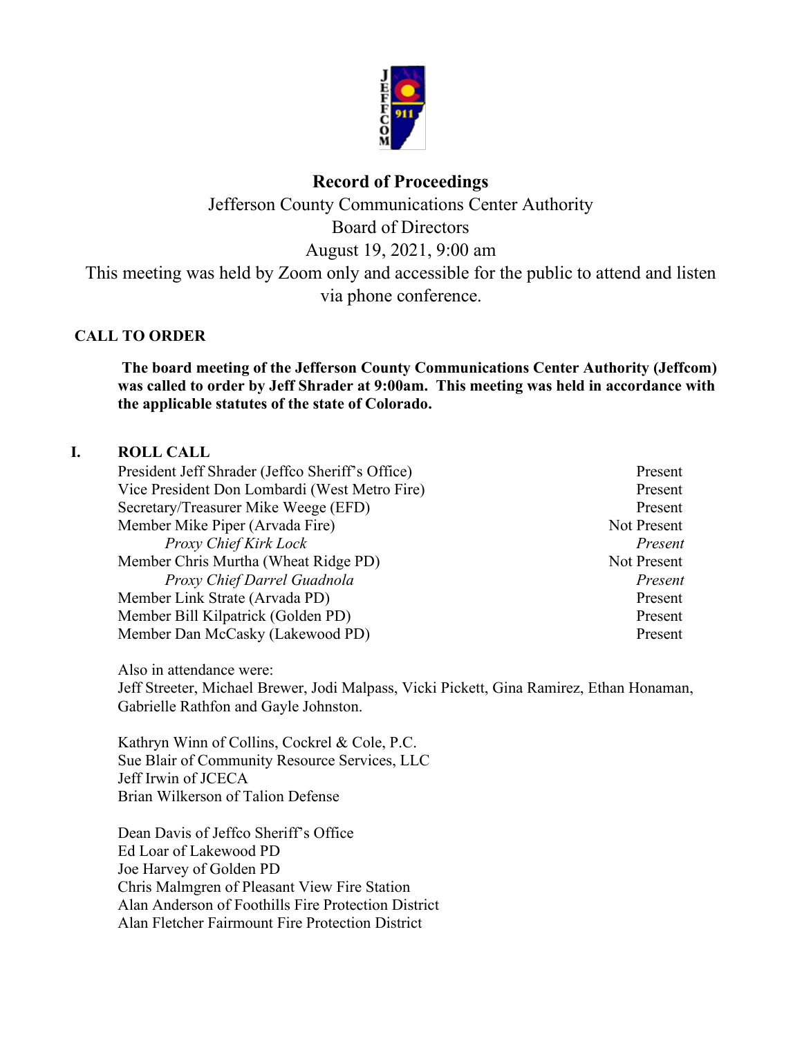# Record of Proceedings

Jefferson County Communications Center Authority
Board of Directors
August 19, 2021, 9:00 am
This meeting was held by Zoom only and accessible for the public to attend and listen via phone conference.

## CALL TO ORDER

**The board meeting of the Jefferson County Communications Center Authority (Jeffcom) was called to order by Jeff Shrader at 9:00am. This meeting was held in accordance with the applicable statutes of the state of Colorado.**

## I. ROLL CALL

| | |
|---|---|
| President Jeff Shrader (Jeffco Sheriff's Office) | Present |
| Vice President Don Lombardi (West Metro Fire) | Present |
| Secretary/Treasurer Mike Weege (EFD) | Present |
| Member Mike Piper (Arvada Fire) | Not Present |
| *Proxy Chief Kirk Lock* | *Present* |
| Member Chris Murtha (Wheat Ridge PD) | Not Present |
| *Proxy Chief Darrel Guadnola* | *Present* |
| Member Link Strate (Arvada PD) | Present |
| Member Bill Kilpatrick (Golden PD) | Present |
| Member Dan McCasky (Lakewood PD) | Present |

Also in attendance were:
Jeff Streeter, Michael Brewer, Jodi Malpass, Vicki Pickett, Gina Ramirez, Ethan Honaman, Gabrielle Rathfon and Gayle Johnston.

Kathryn Winn of Collins, Cockrel & Cole, P.C.
Sue Blair of Community Resource Services, LLC
Jeff Irwin of JCECA
Brian Wilkerson of Talion Defense

Dean Davis of Jeffco Sheriff's Office
Ed Loar of Lakewood PD
Joe Harvey of Golden PD
Chris Malmgren of Pleasant View Fire Station
Alan Anderson of Foothills Fire Protection District
Alan Fletcher Fairmount Fire Protection District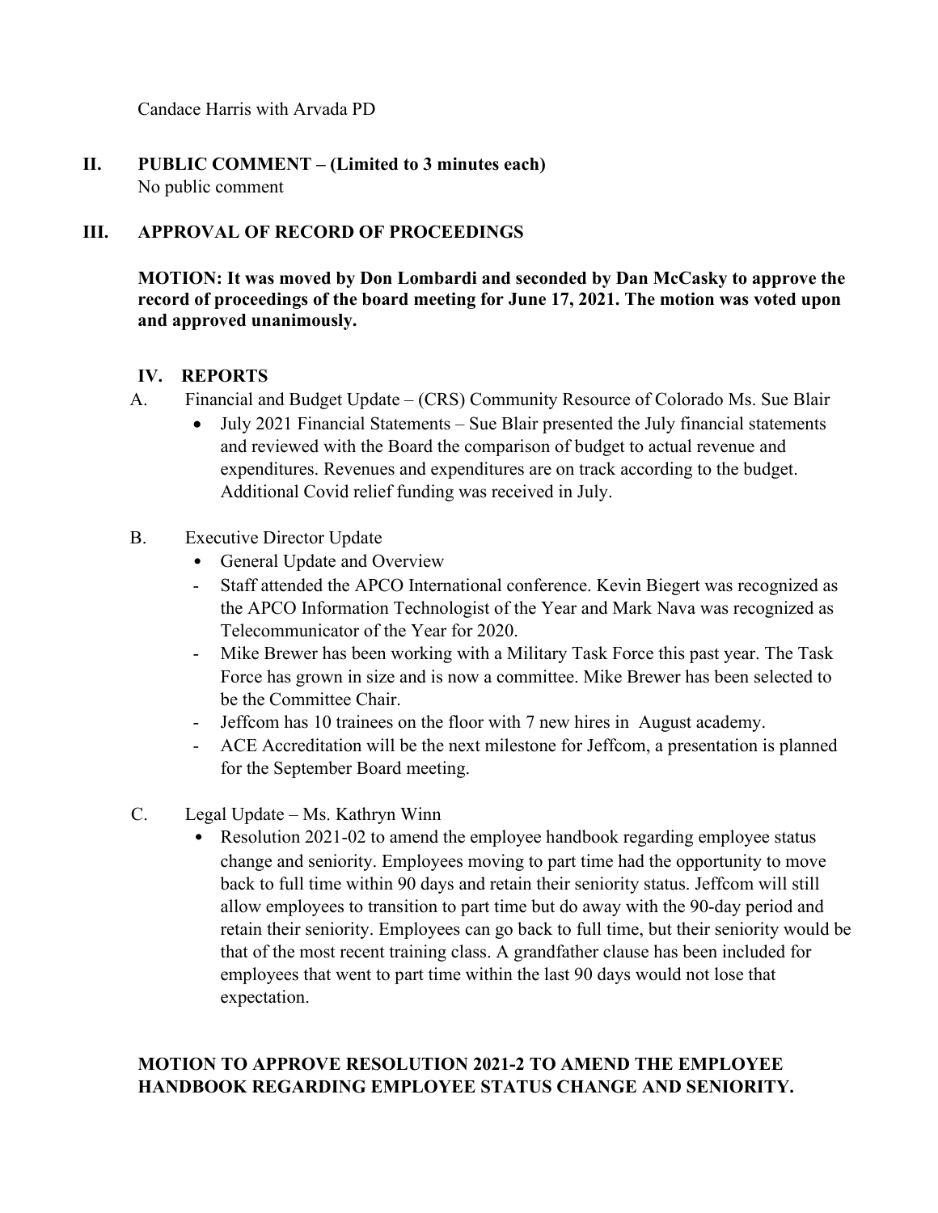Candace Harris with Arvada PD

## II. PUBLIC COMMENT – (Limited to 3 minutes each)

No public comment

## III. APPROVAL OF RECORD OF PROCEEDINGS

**MOTION: It was moved by Don Lombardi and seconded by Dan McCasky to approve the record of proceedings of the board meeting for June 17, 2021. The motion was voted upon and approved unanimously.**

## IV. REPORTS

A. Financial and Budget Update – (CRS) Community Resource of Colorado Ms. Sue Blair

- July 2021 Financial Statements – Sue Blair presented the July financial statements and reviewed with the Board the comparison of budget to actual revenue and expenditures. Revenues and expenditures are on track according to the budget. Additional Covid relief funding was received in July.

B. Executive Director Update

- General Update and Overview
- Staff attended the APCO International conference. Kevin Biegert was recognized as the APCO Information Technologist of the Year and Mark Nava was recognized as Telecommunicator of the Year for 2020.
- Mike Brewer has been working with a Military Task Force this past year. The Task Force has grown in size and is now a committee. Mike Brewer has been selected to be the Committee Chair.
- Jeffcom has 10 trainees on the floor with 7 new hires in August academy.
- ACE Accreditation will be the next milestone for Jeffcom, a presentation is planned for the September Board meeting.

C. Legal Update – Ms. Kathryn Winn

- Resolution 2021-02 to amend the employee handbook regarding employee status change and seniority. Employees moving to part time had the opportunity to move back to full time within 90 days and retain their seniority status. Jeffcom will still allow employees to transition to part time but do away with the 90-day period and retain their seniority. Employees can go back to full time, but their seniority would be that of the most recent training class. A grandfather clause has been included for employees that went to part time within the last 90 days would not lose that expectation.

**MOTION TO APPROVE RESOLUTION 2021-2 TO AMEND THE EMPLOYEE HANDBOOK REGARDING EMPLOYEE STATUS CHANGE AND SENIORITY.**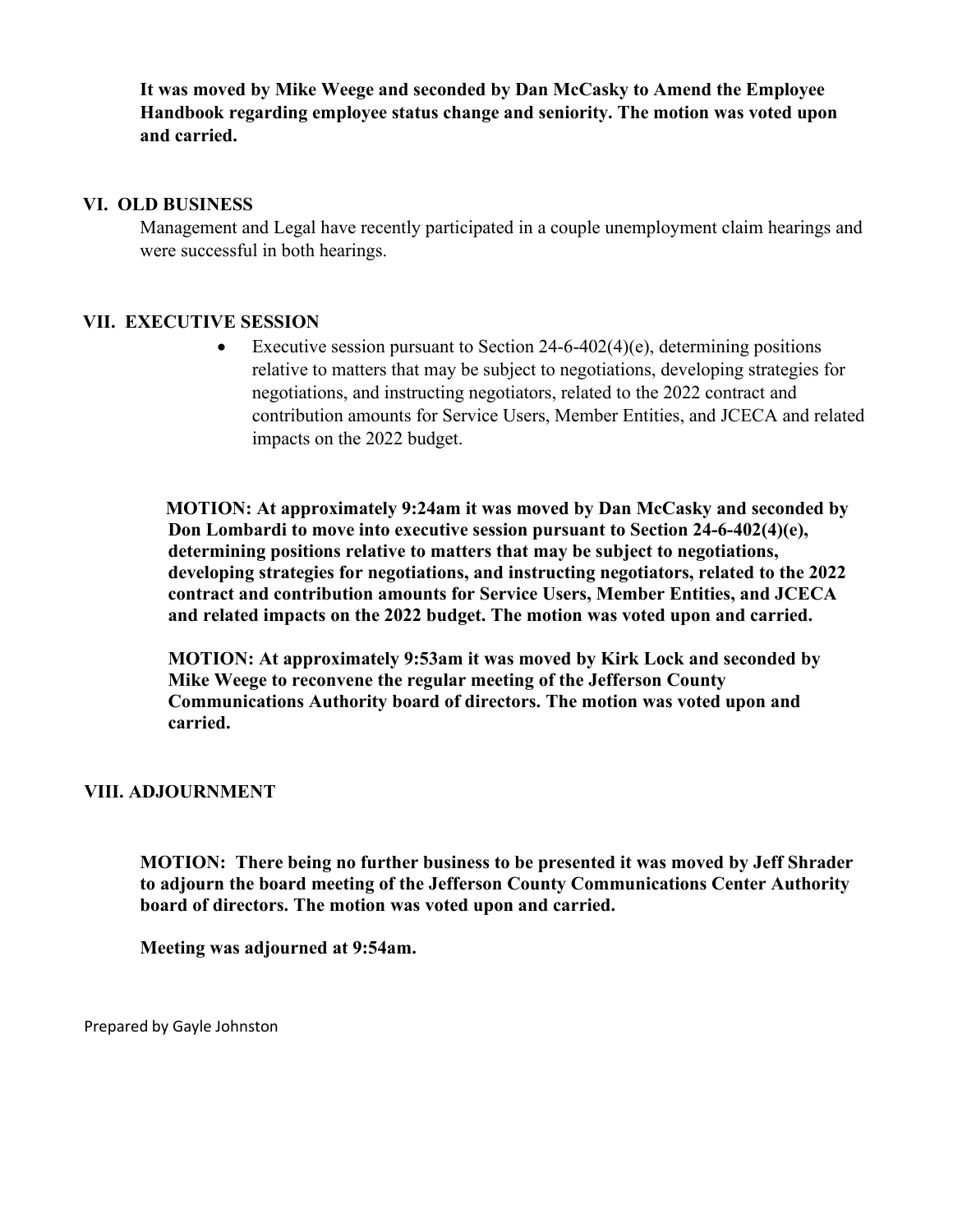**It was moved by Mike Weege and seconded by Dan McCasky to Amend the Employee Handbook regarding employee status change and seniority. The motion was voted upon and carried.**

## VI. OLD BUSINESS

Management and Legal have recently participated in a couple unemployment claim hearings and were successful in both hearings.

## VII. EXECUTIVE SESSION

- Executive session pursuant to Section 24-6-402(4)(e), determining positions relative to matters that may be subject to negotiations, developing strategies for negotiations, and instructing negotiators, related to the 2022 contract and contribution amounts for Service Users, Member Entities, and JCECA and related impacts on the 2022 budget.

**MOTION: At approximately 9:24am it was moved by Dan McCasky and seconded by Don Lombardi to move into executive session pursuant to Section 24-6-402(4)(e), determining positions relative to matters that may be subject to negotiations, developing strategies for negotiations, and instructing negotiators, related to the 2022 contract and contribution amounts for Service Users, Member Entities, and JCECA and related impacts on the 2022 budget. The motion was voted upon and carried.**

**MOTION: At approximately 9:53am it was moved by Kirk Lock and seconded by Mike Weege to reconvene the regular meeting of the Jefferson County Communications Authority board of directors. The motion was voted upon and carried.**

## VIII. ADJOURNMENT

**MOTION: There being no further business to be presented it was moved by Jeff Shrader to adjourn the board meeting of the Jefferson County Communications Center Authority board of directors. The motion was voted upon and carried.**

**Meeting was adjourned at 9:54am.**

Prepared by Gayle Johnston